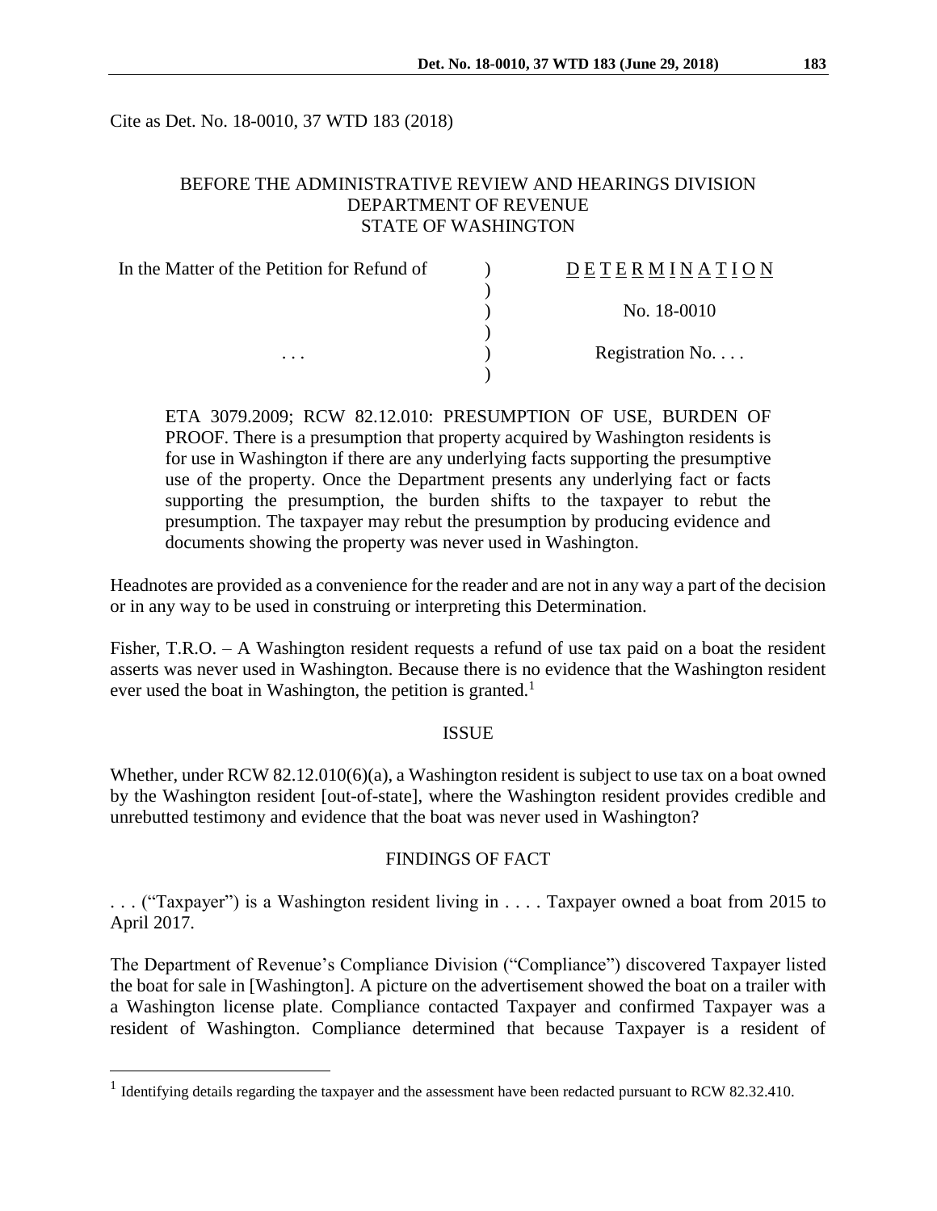Cite as Det. No. 18-0010, 37 WTD 183 (2018)

BEFORE THE ADMINISTRATIVE REVIEW AND HEARINGS DIVISION
DEPARTMENT OF REVENUE
STATE OF WASHINGTON

| | | |
|---|---|---|
| In the Matter of the Petition for Refund of | ) | D E T E R M I N A T I O N |
| | ) | |
| | ) | No. 18-0010 |
| | ) | |
| . . . | ) | Registration No. . . . |
| | ) | |

ETA 3079.2009; RCW 82.12.010: PRESUMPTION OF USE, BURDEN OF PROOF. There is a presumption that property acquired by Washington residents is for use in Washington if there are any underlying facts supporting the presumptive use of the property. Once the Department presents any underlying fact or facts supporting the presumption, the burden shifts to the taxpayer to rebut the presumption. The taxpayer may rebut the presumption by producing evidence and documents showing the property was never used in Washington.

Headnotes are provided as a convenience for the reader and are not in any way a part of the decision or in any way to be used in construing or interpreting this Determination.

Fisher, T.R.O. – A Washington resident requests a refund of use tax paid on a boat the resident asserts was never used in Washington. Because there is no evidence that the Washington resident ever used the boat in Washington, the petition is granted.[1]

## ISSUE

Whether, under RCW 82.12.010(6)(a), a Washington resident is subject to use tax on a boat owned by the Washington resident [out-of-state], where the Washington resident provides credible and unrebutted testimony and evidence that the boat was never used in Washington?

## FINDINGS OF FACT

. . . ("Taxpayer") is a Washington resident living in . . . . Taxpayer owned a boat from 2015 to April 2017.

The Department of Revenue's Compliance Division ("Compliance") discovered Taxpayer listed the boat for sale in [Washington]. A picture on the advertisement showed the boat on a trailer with a Washington license plate. Compliance contacted Taxpayer and confirmed Taxpayer was a resident of Washington. Compliance determined that because Taxpayer is a resident of

[1] Identifying details regarding the taxpayer and the assessment have been redacted pursuant to RCW 82.32.410.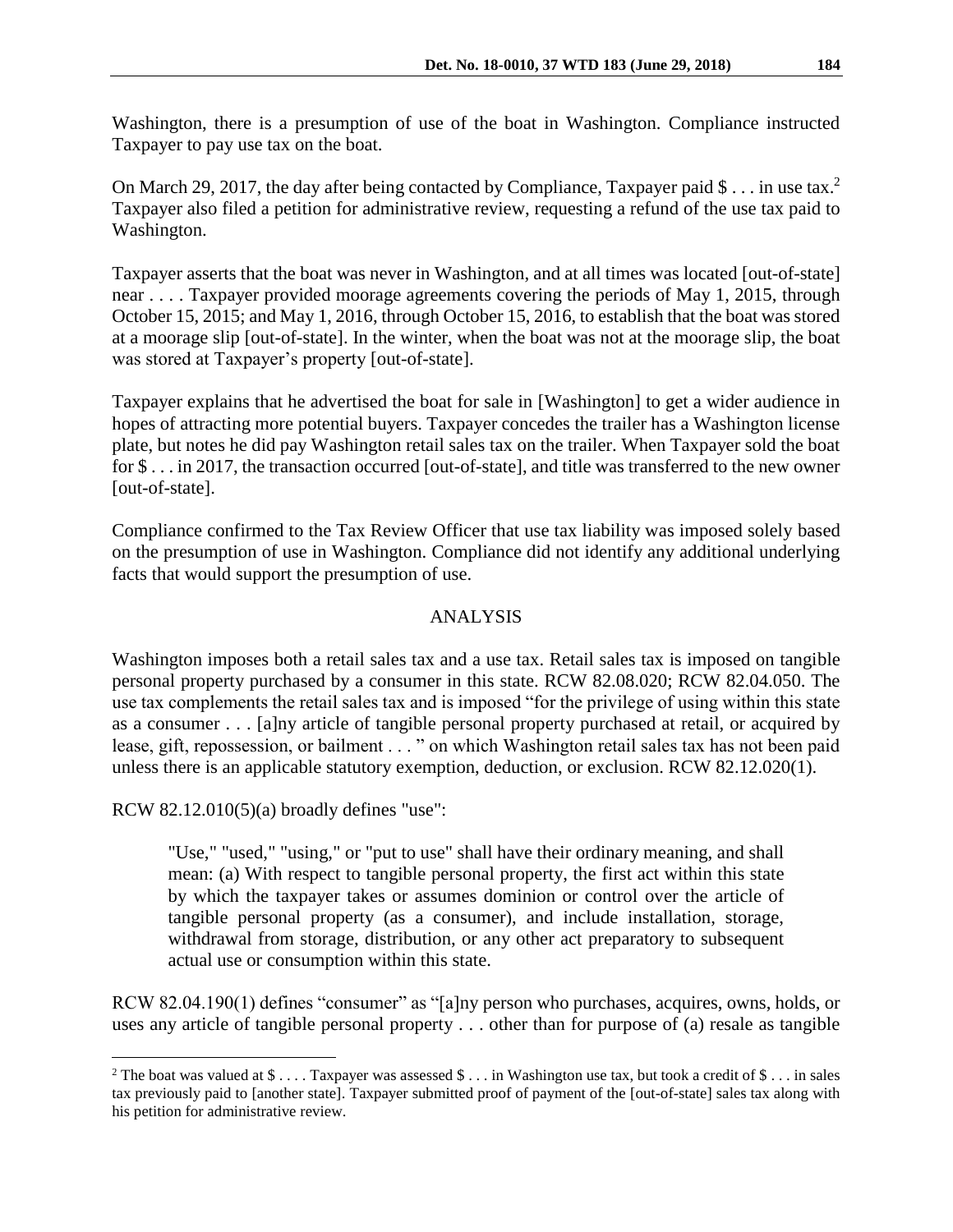Washington, there is a presumption of use of the boat in Washington. Compliance instructed Taxpayer to pay use tax on the boat.

On March 29, 2017, the day after being contacted by Compliance, Taxpayer paid $ . . . in use tax.[2] Taxpayer also filed a petition for administrative review, requesting a refund of the use tax paid to Washington.

Taxpayer asserts that the boat was never in Washington, and at all times was located [out-of-state] near . . . . Taxpayer provided moorage agreements covering the periods of May 1, 2015, through October 15, 2015; and May 1, 2016, through October 15, 2016, to establish that the boat was stored at a moorage slip [out-of-state]. In the winter, when the boat was not at the moorage slip, the boat was stored at Taxpayer's property [out-of-state].

Taxpayer explains that he advertised the boat for sale in [Washington] to get a wider audience in hopes of attracting more potential buyers. Taxpayer concedes the trailer has a Washington license plate, but notes he did pay Washington retail sales tax on the trailer. When Taxpayer sold the boat for $ . . . in 2017, the transaction occurred [out-of-state], and title was transferred to the new owner [out-of-state].

Compliance confirmed to the Tax Review Officer that use tax liability was imposed solely based on the presumption of use in Washington. Compliance did not identify any additional underlying facts that would support the presumption of use.

## ANALYSIS

Washington imposes both a retail sales tax and a use tax. Retail sales tax is imposed on tangible personal property purchased by a consumer in this state. RCW 82.08.020; RCW 82.04.050. The use tax complements the retail sales tax and is imposed "for the privilege of using within this state as a consumer . . . [a]ny article of tangible personal property purchased at retail, or acquired by lease, gift, repossession, or bailment . . . " on which Washington retail sales tax has not been paid unless there is an applicable statutory exemption, deduction, or exclusion. RCW 82.12.020(1).

RCW 82.12.010(5)(a) broadly defines "use":

> "Use," "used," "using," or "put to use" shall have their ordinary meaning, and shall mean: (a) With respect to tangible personal property, the first act within this state by which the taxpayer takes or assumes dominion or control over the article of tangible personal property (as a consumer), and include installation, storage, withdrawal from storage, distribution, or any other act preparatory to subsequent actual use or consumption within this state.

RCW 82.04.190(1) defines "consumer" as "[a]ny person who purchases, acquires, owns, holds, or uses any article of tangible personal property . . . other than for purpose of (a) resale as tangible

---

[2] The boat was valued at $ . . . . Taxpayer was assessed $ . . . in Washington use tax, but took a credit of $ . . . in sales tax previously paid to [another state]. Taxpayer submitted proof of payment of the [out-of-state] sales tax along with his petition for administrative review.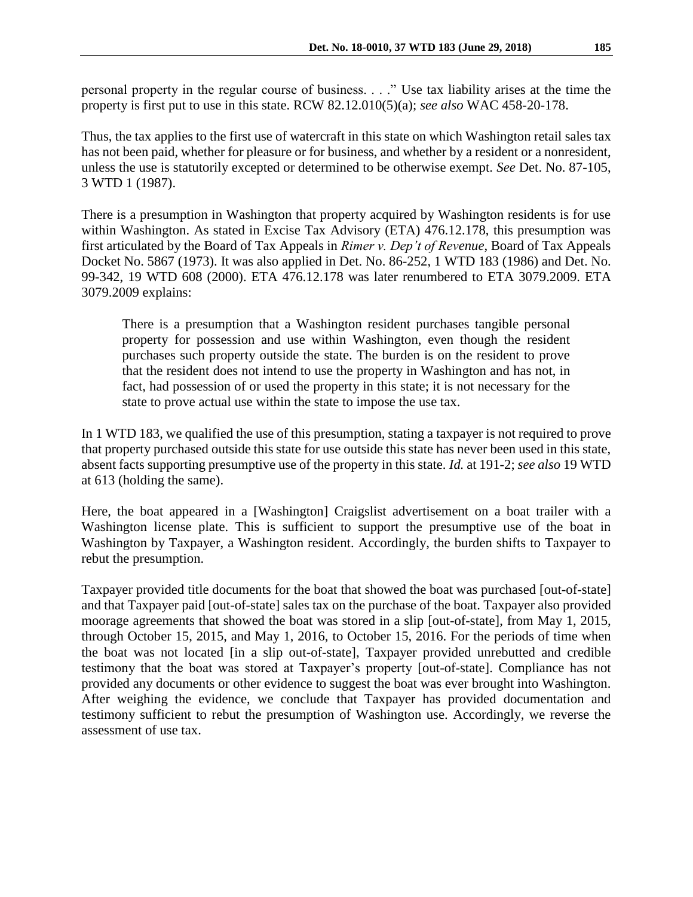personal property in the regular course of business. . . ." Use tax liability arises at the time the property is first put to use in this state. RCW 82.12.010(5)(a); *see also* WAC 458-20-178.

Thus, the tax applies to the first use of watercraft in this state on which Washington retail sales tax has not been paid, whether for pleasure or for business, and whether by a resident or a nonresident, unless the use is statutorily excepted or determined to be otherwise exempt. *See* Det. No. 87-105, 3 WTD 1 (1987).

There is a presumption in Washington that property acquired by Washington residents is for use within Washington. As stated in Excise Tax Advisory (ETA) 476.12.178, this presumption was first articulated by the Board of Tax Appeals in *Rimer v. Dep't of Revenue*, Board of Tax Appeals Docket No. 5867 (1973). It was also applied in Det. No. 86-252, 1 WTD 183 (1986) and Det. No. 99-342, 19 WTD 608 (2000). ETA 476.12.178 was later renumbered to ETA 3079.2009. ETA 3079.2009 explains:

> There is a presumption that a Washington resident purchases tangible personal property for possession and use within Washington, even though the resident purchases such property outside the state. The burden is on the resident to prove that the resident does not intend to use the property in Washington and has not, in fact, had possession of or used the property in this state; it is not necessary for the state to prove actual use within the state to impose the use tax.

In 1 WTD 183, we qualified the use of this presumption, stating a taxpayer is not required to prove that property purchased outside this state for use outside this state has never been used in this state, absent facts supporting presumptive use of the property in this state. *Id.* at 191-2; *see also* 19 WTD at 613 (holding the same).

Here, the boat appeared in a [Washington] Craigslist advertisement on a boat trailer with a Washington license plate. This is sufficient to support the presumptive use of the boat in Washington by Taxpayer, a Washington resident. Accordingly, the burden shifts to Taxpayer to rebut the presumption.

Taxpayer provided title documents for the boat that showed the boat was purchased [out-of-state] and that Taxpayer paid [out-of-state] sales tax on the purchase of the boat. Taxpayer also provided moorage agreements that showed the boat was stored in a slip [out-of-state], from May 1, 2015, through October 15, 2015, and May 1, 2016, to October 15, 2016. For the periods of time when the boat was not located [in a slip out-of-state], Taxpayer provided unrebutted and credible testimony that the boat was stored at Taxpayer's property [out-of-state]. Compliance has not provided any documents or other evidence to suggest the boat was ever brought into Washington. After weighing the evidence, we conclude that Taxpayer has provided documentation and testimony sufficient to rebut the presumption of Washington use. Accordingly, we reverse the assessment of use tax.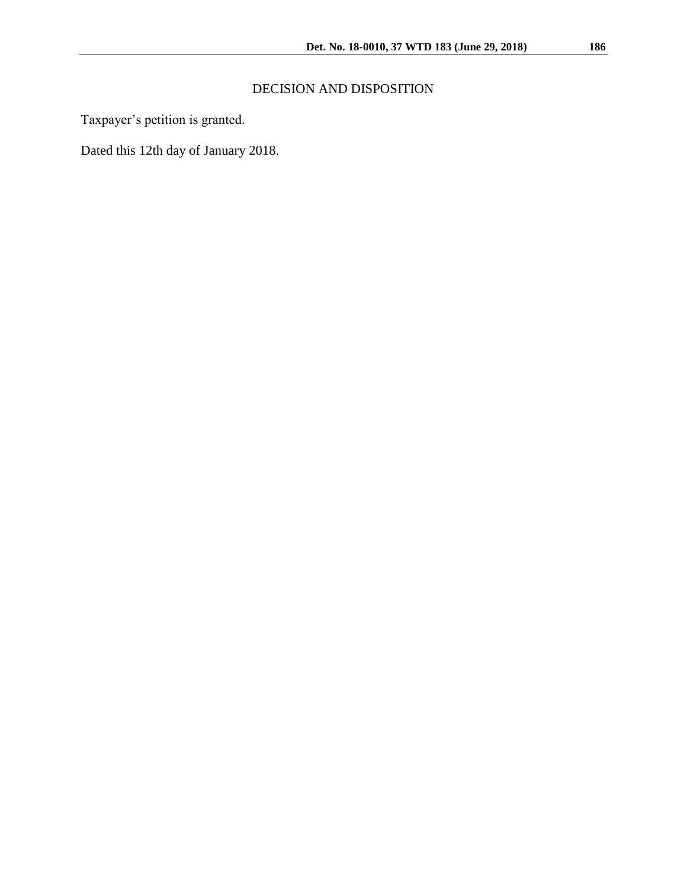## DECISION AND DISPOSITION

Taxpayer's petition is granted.

Dated this 12th day of January 2018.